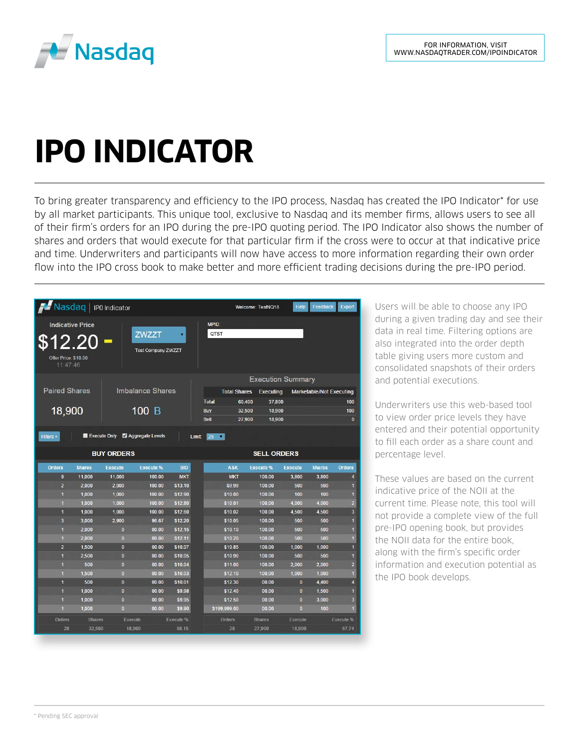FOR INFORMATION, VISIT WWW.NASDAQTRADER.COM/IPOINDICATOR

# IPO INDICATOR

To bring greater transparency and efficiency to the IPO process, Nasdaq has created the IPO Indicator* for use by all market participants. This unique tool, exclusive to Nasdaq and its member firms, allows users to see all of their firm's orders for an IPO during the pre-IPO quoting period. The IPO Indicator also shows the number of shares and orders that would execute for that particular firm if the cross were to occur at that indicative price and time. Underwriters and participants will now have access to more information regarding their own order flow into the IPO cross book to make better and more efficient trading decisions during the pre-IPO period.

Nasdaq | IPO Indicator — Welcome: TestNQ18 — Help | Feedback | Export

**Indicative Price** $12.20 — Offer Price: $10.00 — 11:47:46

ZWZZT — Test Company ZWZZT

MPID: QTST

| Paired Shares | Imbalance Shares |
|---|---|
| 18,900 | 100 B |

**Execution Summary**

| | Total Shares | Executing | Marketable/Not Executing |
|---|---|---|---|
| Total | 60,400 | 37,800 | 100 |
| Buy | 32,500 | 18,900 | 100 |
| Sell | 27,900 | 18,900 | 0 |

Filters + — Execute Only — Aggregate Levels — Limit: 25

**BUY ORDERS**

| Orders | Shares | Execute | Execute % | BID |
|---|---|---|---|---|
| 9 | 11,000 | 11,000 | 100.00 | MKT |
| 2 | 2,000 | 2,000 | 100.00 | $13.10 |
| 1 | 1,000 | 1,000 | 100.00 | $12.90 |
| 1 | 1,000 | 1,000 | 100.00 | $12.80 |
| 1 | 1,000 | 1,000 | 100.00 | $12.60 |
| 3 | 3,000 | 2,900 | 96.67 | $12.20 |
| 1 | 2,000 | 0 | 00.00 | $12.15 |
| 1 | 2,000 | 0 | 00.00 | $12.11 |
| 2 | 1,500 | 0 | 00.00 | $10.07 |
| 1 | 2,500 | 0 | 00.00 | $10.05 |
| 1 | 500 | 0 | 00.00 | $10.04 |
| 1 | 1,500 | 0 | 00.00 | $10.03 |
| 1 | 500 | 0 | 00.00 | $10.01 |
| 1 | 1,000 | 0 | 00.00 | $9.98 |
| 1 | 1,000 | 0 | 00.00 | $9.95 |
| 1 | 1,000 | 0 | 00.00 | $9.90 |
| **Orders** | **Shares** | **Execute** | **Execute %** | |
| 28 | 32,500 | 18,900 | 58.15 | |

**SELL ORDERS**

| ASK | Execute % | Execute | Shares | Orders |
|---|---|---|---|---|
| MKT | 100.00 | 3,800 | 3,800 | 4 |
| $9.99 | 100.00 | 500 | 500 | 1 |
| $10.00 | 100.00 | 100 | 100 | 1 |
| $10.01 | 100.00 | 4,000 | 4,000 | 2 |
| $10.02 | 100.00 | 4,500 | 4,500 | 3 |
| $10.05 | 100.00 | 500 | 500 | 1 |
| $10.10 | 100.00 | 500 | 500 | 1 |
| $10.20 | 100.00 | 500 | 500 | 1 |
| $10.85 | 100.00 | 1,000 | 1,000 | 1 |
| $10.90 | 100.00 | 500 | 500 | 1 |
| $11.00 | 100.00 | 2,000 | 2,000 | 2 |
| $12.10 | 100.00 | 1,000 | 1,000 | 1 |
| $12.30 | 00.00 | 0 | 4,400 | 4 |
| $12.40 | 00.00 | 0 | 1,500 | 1 |
| $12.50 | 00.00 | 0 | 3,000 | 3 |
| $199,999.00 | 00.00 | 0 | 100 | 1 |
| **Orders** | **Shares** | **Execute** | **Execute %** | |
| 28 | 27,900 | 18,900 | 67.74 | |

Users will be able to choose any IPO during a given trading day and see their data in real time. Filtering options are also integrated into the order depth table giving users more custom and consolidated snapshots of their orders and potential executions.

Underwriters use this web-based tool to view order price levels they have entered and their potential opportunity to fill each order as a share count and percentage level.

These values are based on the current indicative price of the NOII at the current time. Please note, this tool will not provide a complete view of the full pre-IPO opening book, but provides the NOII data for the entire book, along with the firm's specific order information and execution potential as the IPO book develops.

* Pending SEC approval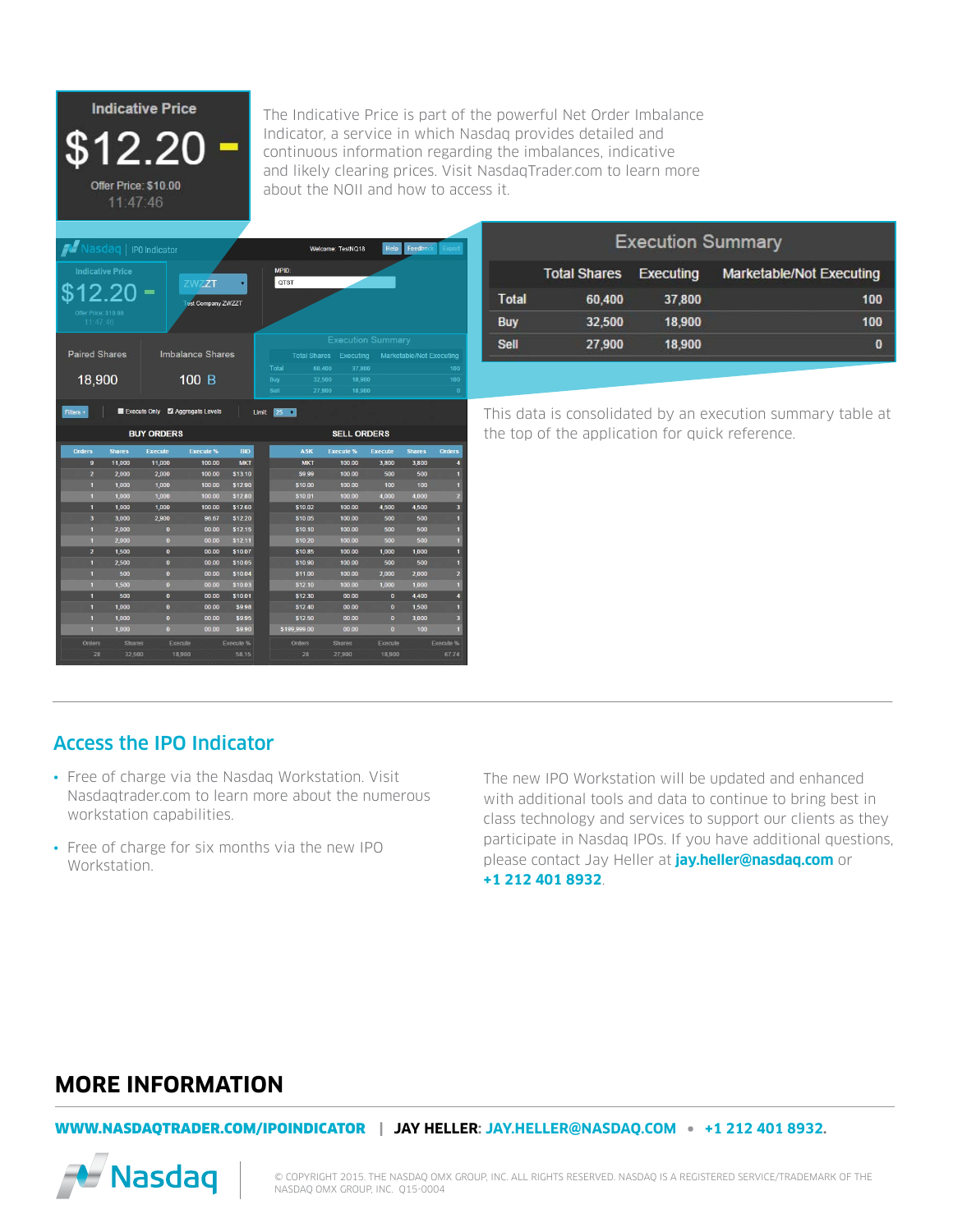**Indicative Price**

**$12.20**

Offer Price: $10.00

11:47:46

The Indicative Price is part of the powerful Net Order Imbalance Indicator, a service in which Nasdaq provides detailed and continuous information regarding the imbalances, indicative and likely clearing prices. Visit NasdaqTrader.com to learn more about the NOII and how to access it.

**Execution Summary**

| | Total Shares | Executing | Marketable/Not Executing |
|---|---|---|---|
| Total | 60,400 | 37,800 | 100 |
| Buy | 32,500 | 18,900 | 100 |
| Sell | 27,900 | 18,900 | 0 |

This data is consolidated by an execution summary table at the top of the application for quick reference.

## Access the IPO Indicator

- Free of charge via the Nasdaq Workstation. Visit Nasdaqtrader.com to learn more about the numerous workstation capabilities.
- Free of charge for six months via the new IPO Workstation.

The new IPO Workstation will be updated and enhanced with additional tools and data to continue to bring best in class technology and services to support our clients as they participate in Nasdaq IPOs. If you have additional questions, please contact Jay Heller at **jay.heller@nasdaq.com** or **+1 212 401 8932**.

## MORE INFORMATION

**WWW.NASDAQTRADER.COM/IPOINDICATOR** | **JAY HELLER: JAY.HELLER@NASDAQ.COM** • **+1 212 401 8932.**

© COPYRIGHT 2015. THE NASDAQ OMX GROUP, INC. ALL RIGHTS RESERVED. NASDAQ IS A REGISTERED SERVICE/TRADEMARK OF THE NASDAQ OMX GROUP, INC. Q15-0004